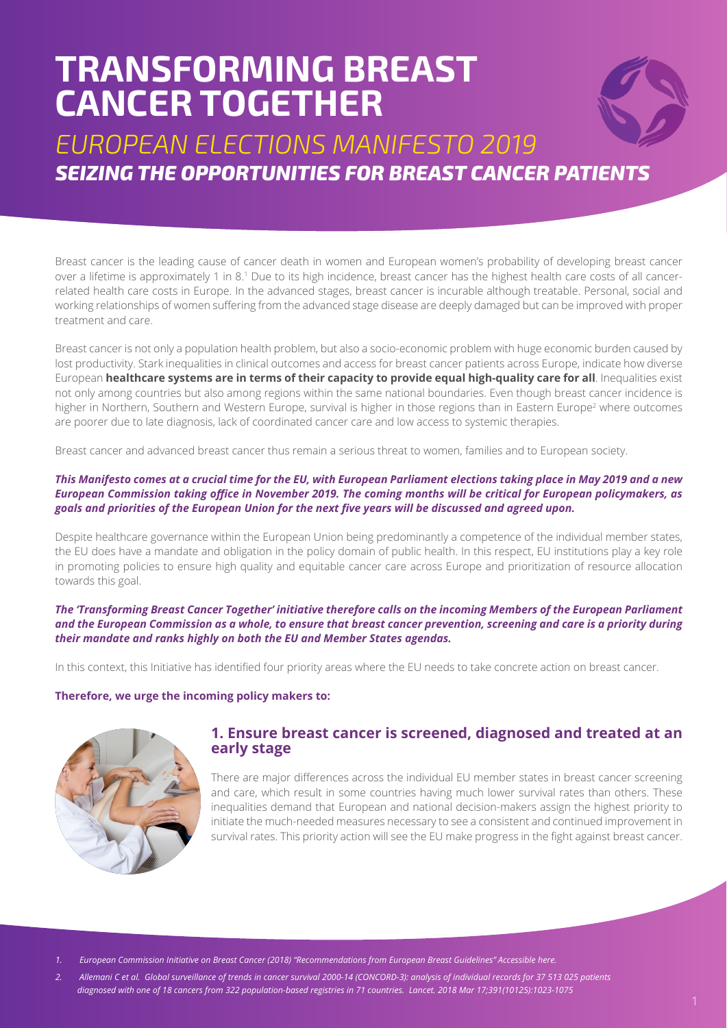# TRANSFORMING BREAST CANCER TOGETHER

## *EUROPEAN ELECTIONS MANIFESTO 2019*

## ***SEIZING THE OPPORTUNITIES FOR BREAST CANCER PATIENTS***

Breast cancer is the leading cause of cancer death in women and European women's probability of developing breast cancer over a lifetime is approximately 1 in 8.[1] Due to its high incidence, breast cancer has the highest health care costs of all cancer-related health care costs in Europe. In the advanced stages, breast cancer is incurable although treatable. Personal, social and working relationships of women suffering from the advanced stage disease are deeply damaged but can be improved with proper treatment and care.

Breast cancer is not only a population health problem, but also a socio-economic problem with huge economic burden caused by lost productivity. Stark inequalities in clinical outcomes and access for breast cancer patients across Europe, indicate how diverse European **healthcare systems are in terms of their capacity to provide equal high-quality care for all**. Inequalities exist not only among countries but also among regions within the same national boundaries. Even though breast cancer incidence is higher in Northern, Southern and Western Europe, survival is higher in those regions than in Eastern Europe[2] where outcomes are poorer due to late diagnosis, lack of coordinated cancer care and low access to systemic therapies.

Breast cancer and advanced breast cancer thus remain a serious threat to women, families and to European society.

***This Manifesto comes at a crucial time for the EU, with European Parliament elections taking place in May 2019 and a new European Commission taking office in November 2019. The coming months will be critical for European policymakers, as goals and priorities of the European Union for the next five years will be discussed and agreed upon.***

Despite healthcare governance within the European Union being predominantly a competence of the individual member states, the EU does have a mandate and obligation in the policy domain of public health. In this respect, EU institutions play a key role in promoting policies to ensure high quality and equitable cancer care across Europe and prioritization of resource allocation towards this goal.

***The 'Transforming Breast Cancer Together' initiative therefore calls on the incoming Members of the European Parliament and the European Commission as a whole, to ensure that breast cancer prevention, screening and care is a priority during their mandate and ranks highly on both the EU and Member States agendas.***

In this context, this Initiative has identified four priority areas where the EU needs to take concrete action on breast cancer.

**Therefore, we urge the incoming policy makers to:**

### 1. Ensure breast cancer is screened, diagnosed and treated at an early stage

There are major differences across the individual EU member states in breast cancer screening and care, which result in some countries having much lower survival rates than others. These inequalities demand that European and national decision-makers assign the highest priority to initiate the much-needed measures necessary to see a consistent and continued improvement in survival rates. This priority action will see the EU make progress in the fight against breast cancer.

---

1. *European Commission Initiative on Breast Cancer (2018) "Recommendations from European Breast Guidelines" Accessible here.*
2. *Allemani C et al. Global surveillance of trends in cancer survival 2000-14 (CONCORD-3): analysis of individual records for 37 513 025 patients diagnosed with one of 18 cancers from 322 population-based registries in 71 countries. Lancet. 2018 Mar 17;391(10125):1023-1075*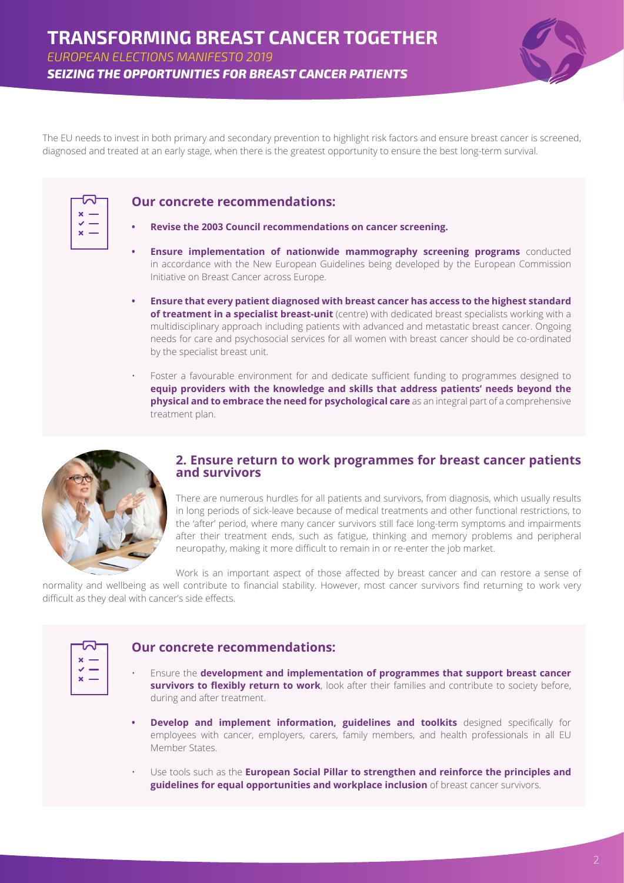The EU needs to invest in both primary and secondary prevention to highlight risk factors and ensure breast cancer is screened, diagnosed and treated at an early stage, when there is the greatest opportunity to ensure the best long-term survival.

### Our concrete recommendations:

- **Revise the 2003 Council recommendations on cancer screening.**
- **Ensure implementation of nationwide mammography screening programs** conducted in accordance with the New European Guidelines being developed by the European Commission Initiative on Breast Cancer across Europe.
- **Ensure that every patient diagnosed with breast cancer has access to the highest standard of treatment in a specialist breast-unit** (centre) with dedicated breast specialists working with a multidisciplinary approach including patients with advanced and metastatic breast cancer. Ongoing needs for care and psychosocial services for all women with breast cancer should be co-ordinated by the specialist breast unit.
- Foster a favourable environment for and dedicate sufficient funding to programmes designed to **equip providers with the knowledge and skills that address patients' needs beyond the physical and to embrace the need for psychological care** as an integral part of a comprehensive treatment plan.

## 2. Ensure return to work programmes for breast cancer patients and survivors

There are numerous hurdles for all patients and survivors, from diagnosis, which usually results in long periods of sick-leave because of medical treatments and other functional restrictions, to the 'after' period, where many cancer survivors still face long-term symptoms and impairments after their treatment ends, such as fatigue, thinking and memory problems and peripheral neuropathy, making it more difficult to remain in or re-enter the job market.

Work is an important aspect of those affected by breast cancer and can restore a sense of normality and wellbeing as well contribute to financial stability. However, most cancer survivors find returning to work very difficult as they deal with cancer's side effects.

### Our concrete recommendations:

- Ensure the **development and implementation of programmes that support breast cancer survivors to flexibly return to work**, look after their families and contribute to society before, during and after treatment.
- **Develop and implement information, guidelines and toolkits** designed specifically for employees with cancer, employers, carers, family members, and health professionals in all EU Member States.
- Use tools such as the **European Social Pillar to strengthen and reinforce the principles and guidelines for equal opportunities and workplace inclusion** of breast cancer survivors.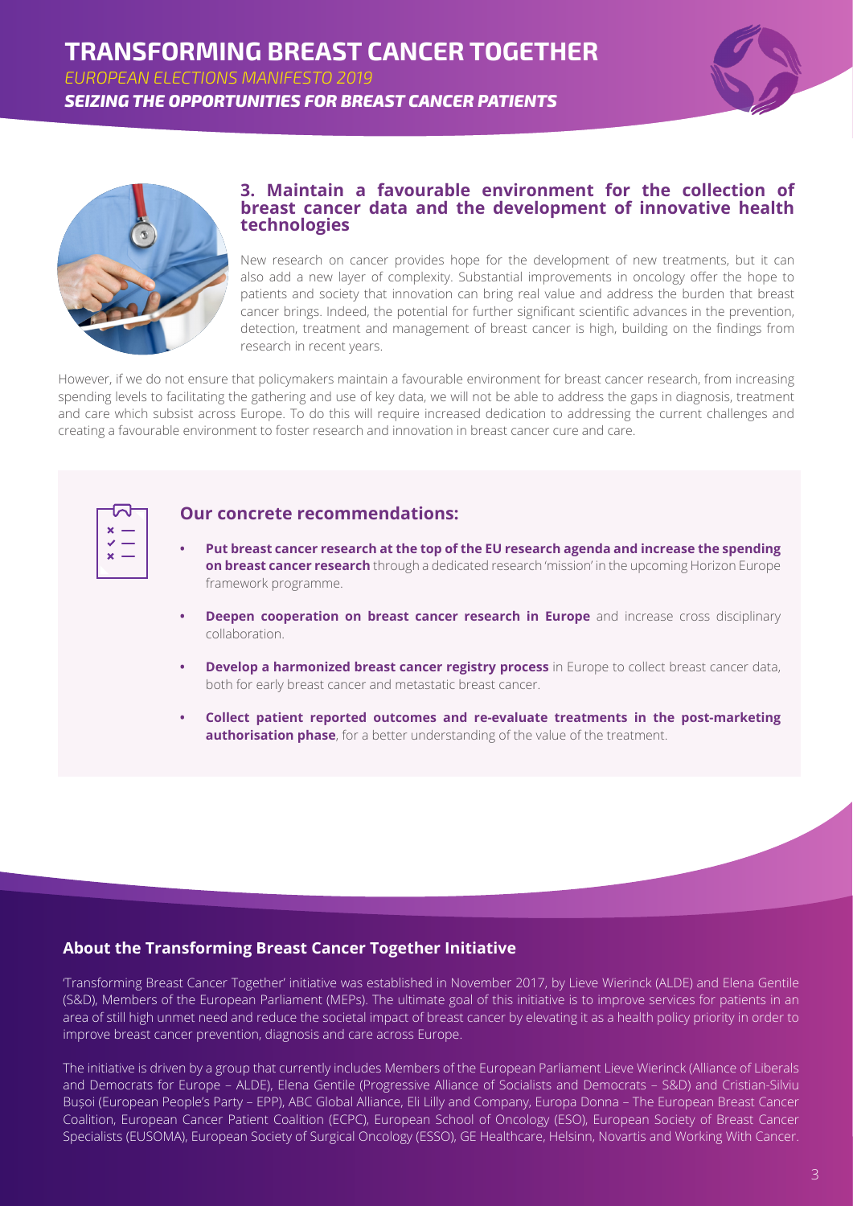# TRANSFORMING BREAST CANCER TOGETHER

*EUROPEAN ELECTIONS MANIFESTO 2019*

***SEIZING THE OPPORTUNITIES FOR BREAST CANCER PATIENTS***

## 3. Maintain a favourable environment for the collection of breast cancer data and the development of innovative health technologies

New research on cancer provides hope for the development of new treatments, but it can also add a new layer of complexity. Substantial improvements in oncology offer the hope to patients and society that innovation can bring real value and address the burden that breast cancer brings. Indeed, the potential for further significant scientific advances in the prevention, detection, treatment and management of breast cancer is high, building on the findings from research in recent years.

However, if we do not ensure that policymakers maintain a favourable environment for breast cancer research, from increasing spending levels to facilitating the gathering and use of key data, we will not be able to address the gaps in diagnosis, treatment and care which subsist across Europe. To do this will require increased dedication to addressing the current challenges and creating a favourable environment to foster research and innovation in breast cancer cure and care.

### Our concrete recommendations:

- **Put breast cancer research at the top of the EU research agenda and increase the spending on breast cancer research** through a dedicated research 'mission' in the upcoming Horizon Europe framework programme.
- **Deepen cooperation on breast cancer research in Europe** and increase cross disciplinary collaboration.
- **Develop a harmonized breast cancer registry process** in Europe to collect breast cancer data, both for early breast cancer and metastatic breast cancer.
- **Collect patient reported outcomes and re-evaluate treatments in the post-marketing authorisation phase**, for a better understanding of the value of the treatment.

### About the Transforming Breast Cancer Together Initiative

'Transforming Breast Cancer Together' initiative was established in November 2017, by Lieve Wierinck (ALDE) and Elena Gentile (S&D), Members of the European Parliament (MEPs). The ultimate goal of this initiative is to improve services for patients in an area of still high unmet need and reduce the societal impact of breast cancer by elevating it as a health policy priority in order to improve breast cancer prevention, diagnosis and care across Europe.

The initiative is driven by a group that currently includes Members of the European Parliament Lieve Wierinck (Alliance of Liberals and Democrats for Europe – ALDE), Elena Gentile (Progressive Alliance of Socialists and Democrats – S&D) and Cristian-Silviu Bușoi (European People's Party – EPP), ABC Global Alliance, Eli Lilly and Company, Europa Donna – The European Breast Cancer Coalition, European Cancer Patient Coalition (ECPC), European School of Oncology (ESO), European Society of Breast Cancer Specialists (EUSOMA), European Society of Surgical Oncology (ESSO), GE Healthcare, Helsinn, Novartis and Working With Cancer.